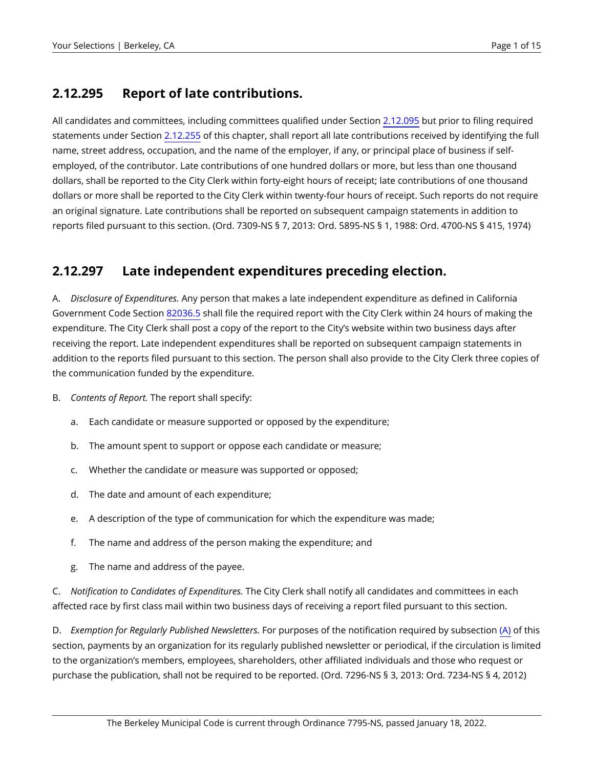## 2.12.295 Report of late contributions.

All candidates and committees, including committees qualified under Section 2.12.095 but prior to filing required statements under Section 2.12.255 of this chapter, shall report all late contributions received by identifying the full name, street address, occupation, and the name of the employer, if any, or principal place of business if self-employed, of the contributor. Late contributions of one hundred dollars or more, but less than one thousand dollars, shall be reported to the City Clerk within forty-eight hours of receipt; late contributions of one thousand dollars or more shall be reported to the City Clerk within twenty-four hours of receipt. Such reports do not require an original signature. Late contributions shall be reported on subsequent campaign statements in addition to reports filed pursuant to this section. (Ord. 7309-NS § 7, 2013: Ord. 5895-NS § 1, 1988: Ord. 4700-NS § 415, 1974)

## 2.12.297 Late independent expenditures preceding election.

A. *Disclosure of Expenditures.* Any person that makes a late independent expenditure as defined in California Government Code Section 82036.5 shall file the required report with the City Clerk within 24 hours of making the expenditure. The City Clerk shall post a copy of the report to the City's website within two business days after receiving the report. Late independent expenditures shall be reported on subsequent campaign statements in addition to the reports filed pursuant to this section. The person shall also provide to the City Clerk three copies of the communication funded by the expenditure.

B. *Contents of Report.* The report shall specify:

a. Each candidate or measure supported or opposed by the expenditure;

b. The amount spent to support or oppose each candidate or measure;

c. Whether the candidate or measure was supported or opposed;

d. The date and amount of each expenditure;

e. A description of the type of communication for which the expenditure was made;

f. The name and address of the person making the expenditure; and

g. The name and address of the payee.

C. *Notification to Candidates of Expenditures.* The City Clerk shall notify all candidates and committees in each affected race by first class mail within two business days of receiving a report filed pursuant to this section.

D. *Exemption for Regularly Published Newsletters.* For purposes of the notification required by subsection (A) of this section, payments by an organization for its regularly published newsletter or periodical, if the circulation is limited to the organization's members, employees, shareholders, other affiliated individuals and those who request or purchase the publication, shall not be required to be reported. (Ord. 7296-NS § 3, 2013: Ord. 7234-NS § 4, 2012)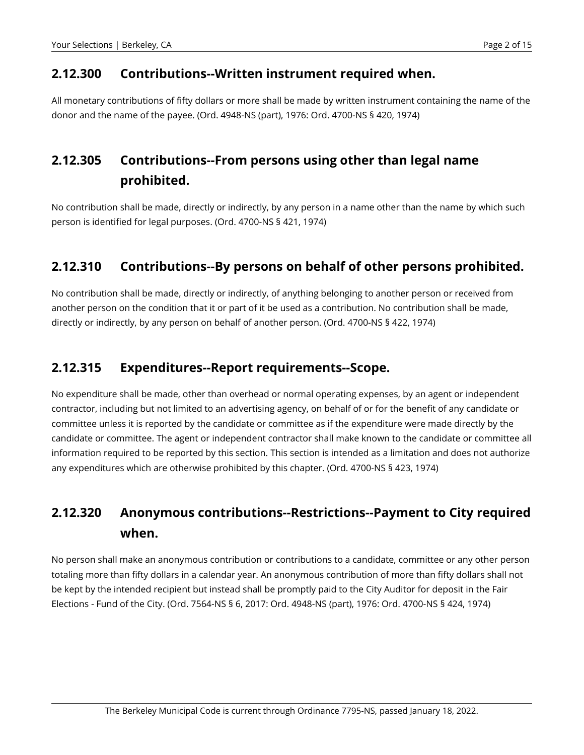## 2.12.300 Contributions--Written instrument required when.

All monetary contributions of fifty dollars or more shall be made by written instrument containing the name of the donor and the name of the payee. (Ord. 4948-NS (part), 1976: Ord. 4700-NS § 420, 1974)

## 2.12.305 Contributions--From persons using other than legal name prohibited.

No contribution shall be made, directly or indirectly, by any person in a name other than the name by which such person is identified for legal purposes. (Ord. 4700-NS § 421, 1974)

## 2.12.310 Contributions--By persons on behalf of other persons prohibited.

No contribution shall be made, directly or indirectly, of anything belonging to another person or received from another person on the condition that it or part of it be used as a contribution. No contribution shall be made, directly or indirectly, by any person on behalf of another person. (Ord. 4700-NS § 422, 1974)

## 2.12.315 Expenditures--Report requirements--Scope.

No expenditure shall be made, other than overhead or normal operating expenses, by an agent or independent contractor, including but not limited to an advertising agency, on behalf of or for the benefit of any candidate or committee unless it is reported by the candidate or committee as if the expenditure were made directly by the candidate or committee. The agent or independent contractor shall make known to the candidate or committee all information required to be reported by this section. This section is intended as a limitation and does not authorize any expenditures which are otherwise prohibited by this chapter. (Ord. 4700-NS § 423, 1974)

## 2.12.320 Anonymous contributions--Restrictions--Payment to City required when.

No person shall make an anonymous contribution or contributions to a candidate, committee or any other person totaling more than fifty dollars in a calendar year. An anonymous contribution of more than fifty dollars shall not be kept by the intended recipient but instead shall be promptly paid to the City Auditor for deposit in the Fair Elections - Fund of the City. (Ord. 7564-NS § 6, 2017: Ord. 4948-NS (part), 1976: Ord. 4700-NS § 424, 1974)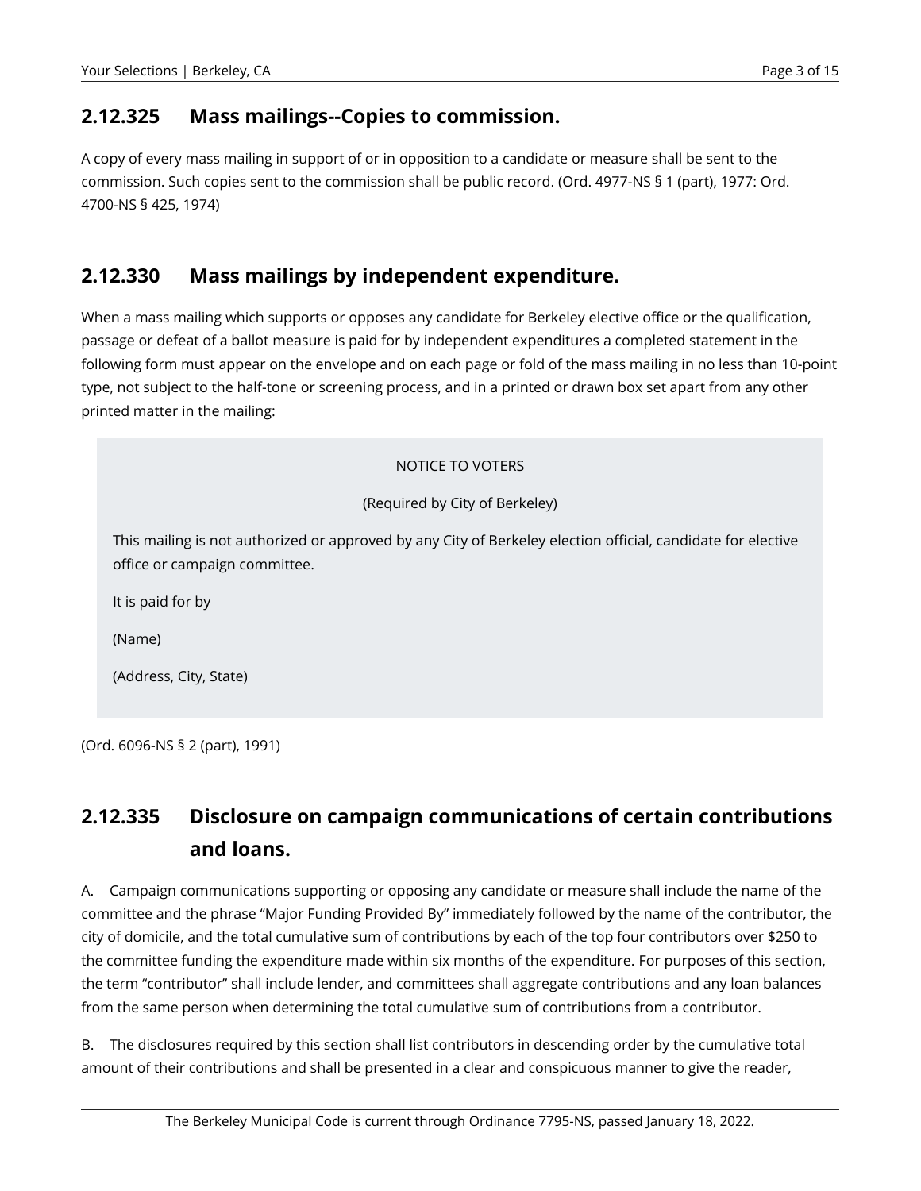## 2.12.325 Mass mailings--Copies to commission.

A copy of every mass mailing in support of or in opposition to a candidate or measure shall be sent to the commission. Such copies sent to the commission shall be public record. (Ord. 4977-NS § 1 (part), 1977: Ord. 4700-NS § 425, 1974)

## 2.12.330 Mass mailings by independent expenditure.

When a mass mailing which supports or opposes any candidate for Berkeley elective office or the qualification, passage or defeat of a ballot measure is paid for by independent expenditures a completed statement in the following form must appear on the envelope and on each page or fold of the mass mailing in no less than 10-point type, not subject to the half-tone or screening process, and in a printed or drawn box set apart from any other printed matter in the mailing:

> NOTICE TO VOTERS
>
> (Required by City of Berkeley)
>
> This mailing is not authorized or approved by any City of Berkeley election official, candidate for elective office or campaign committee.
>
> It is paid for by
>
> (Name)
>
> (Address, City, State)

(Ord. 6096-NS § 2 (part), 1991)

## 2.12.335 Disclosure on campaign communications of certain contributions and loans.

A. Campaign communications supporting or opposing any candidate or measure shall include the name of the committee and the phrase "Major Funding Provided By" immediately followed by the name of the contributor, the city of domicile, and the total cumulative sum of contributions by each of the top four contributors over $250 to the committee funding the expenditure made within six months of the expenditure. For purposes of this section, the term "contributor" shall include lender, and committees shall aggregate contributions and any loan balances from the same person when determining the total cumulative sum of contributions from a contributor.

B. The disclosures required by this section shall list contributors in descending order by the cumulative total amount of their contributions and shall be presented in a clear and conspicuous manner to give the reader,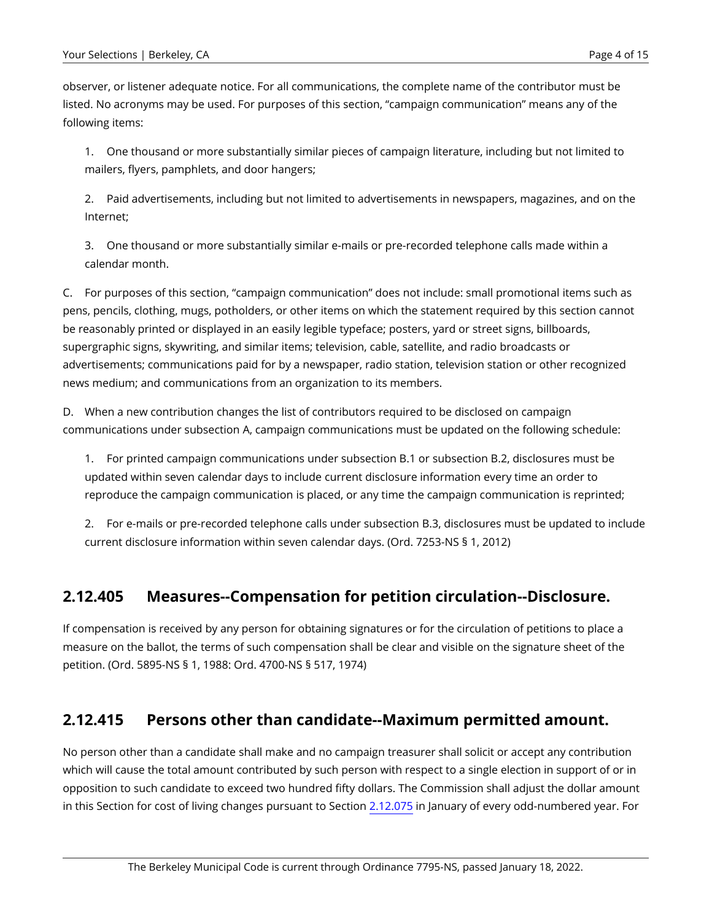observer, or listener adequate notice. For all communications, the complete name of the contributor must be listed. No acronyms may be used. For purposes of this section, "campaign communication" means any of the following items:

1. One thousand or more substantially similar pieces of campaign literature, including but not limited to mailers, flyers, pamphlets, and door hangers;

2. Paid advertisements, including but not limited to advertisements in newspapers, magazines, and on the Internet;

3. One thousand or more substantially similar e-mails or pre-recorded telephone calls made within a calendar month.

C. For purposes of this section, "campaign communication" does not include: small promotional items such as pens, pencils, clothing, mugs, potholders, or other items on which the statement required by this section cannot be reasonably printed or displayed in an easily legible typeface; posters, yard or street signs, billboards, supergraphic signs, skywriting, and similar items; television, cable, satellite, and radio broadcasts or advertisements; communications paid for by a newspaper, radio station, television station or other recognized news medium; and communications from an organization to its members.

D. When a new contribution changes the list of contributors required to be disclosed on campaign communications under subsection A, campaign communications must be updated on the following schedule:

1. For printed campaign communications under subsection B.1 or subsection B.2, disclosures must be updated within seven calendar days to include current disclosure information every time an order to reproduce the campaign communication is placed, or any time the campaign communication is reprinted;

2. For e-mails or pre-recorded telephone calls under subsection B.3, disclosures must be updated to include current disclosure information within seven calendar days. (Ord. 7253-NS § 1, 2012)

## 2.12.405 Measures--Compensation for petition circulation--Disclosure.

If compensation is received by any person for obtaining signatures or for the circulation of petitions to place a measure on the ballot, the terms of such compensation shall be clear and visible on the signature sheet of the petition. (Ord. 5895-NS § 1, 1988: Ord. 4700-NS § 517, 1974)

## 2.12.415 Persons other than candidate--Maximum permitted amount.

No person other than a candidate shall make and no campaign treasurer shall solicit or accept any contribution which will cause the total amount contributed by such person with respect to a single election in support of or in opposition to such candidate to exceed two hundred fifty dollars. The Commission shall adjust the dollar amount in this Section for cost of living changes pursuant to Section 2.12.075 in January of every odd-numbered year. For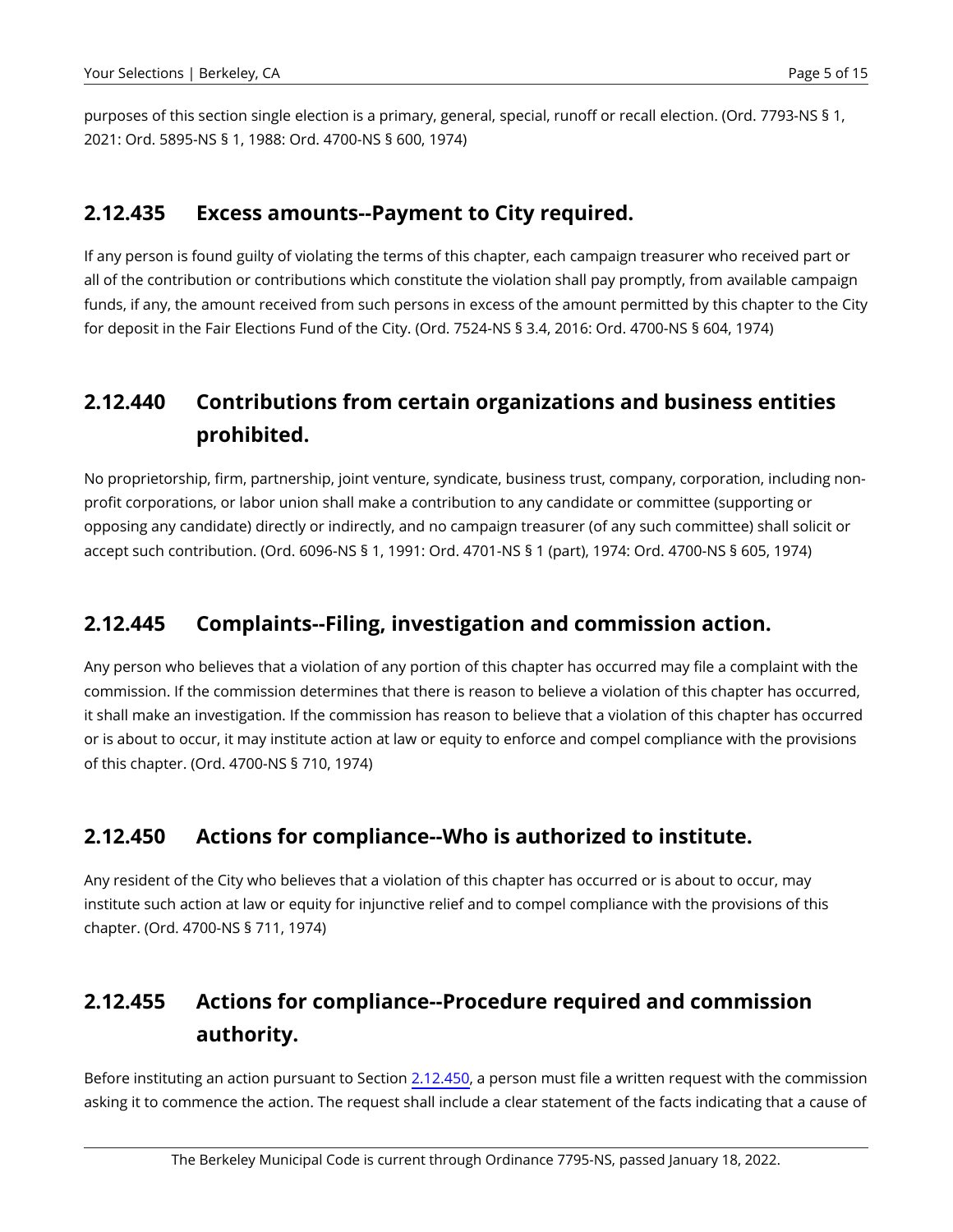purposes of this section single election is a primary, general, special, runoff or recall election. (Ord. 7793-NS § 1, 2021: Ord. 5895-NS § 1, 1988: Ord. 4700-NS § 600, 1974)

## 2.12.435 Excess amounts--Payment to City required.

If any person is found guilty of violating the terms of this chapter, each campaign treasurer who received part or all of the contribution or contributions which constitute the violation shall pay promptly, from available campaign funds, if any, the amount received from such persons in excess of the amount permitted by this chapter to the City for deposit in the Fair Elections Fund of the City. (Ord. 7524-NS § 3.4, 2016: Ord. 4700-NS § 604, 1974)

## 2.12.440 Contributions from certain organizations and business entities prohibited.

No proprietorship, firm, partnership, joint venture, syndicate, business trust, company, corporation, including non-profit corporations, or labor union shall make a contribution to any candidate or committee (supporting or opposing any candidate) directly or indirectly, and no campaign treasurer (of any such committee) shall solicit or accept such contribution. (Ord. 6096-NS § 1, 1991: Ord. 4701-NS § 1 (part), 1974: Ord. 4700-NS § 605, 1974)

## 2.12.445 Complaints--Filing, investigation and commission action.

Any person who believes that a violation of any portion of this chapter has occurred may file a complaint with the commission. If the commission determines that there is reason to believe a violation of this chapter has occurred, it shall make an investigation. If the commission has reason to believe that a violation of this chapter has occurred or is about to occur, it may institute action at law or equity to enforce and compel compliance with the provisions of this chapter. (Ord. 4700-NS § 710, 1974)

## 2.12.450 Actions for compliance--Who is authorized to institute.

Any resident of the City who believes that a violation of this chapter has occurred or is about to occur, may institute such action at law or equity for injunctive relief and to compel compliance with the provisions of this chapter. (Ord. 4700-NS § 711, 1974)

## 2.12.455 Actions for compliance--Procedure required and commission authority.

Before instituting an action pursuant to Section 2.12.450, a person must file a written request with the commission asking it to commence the action. The request shall include a clear statement of the facts indicating that a cause of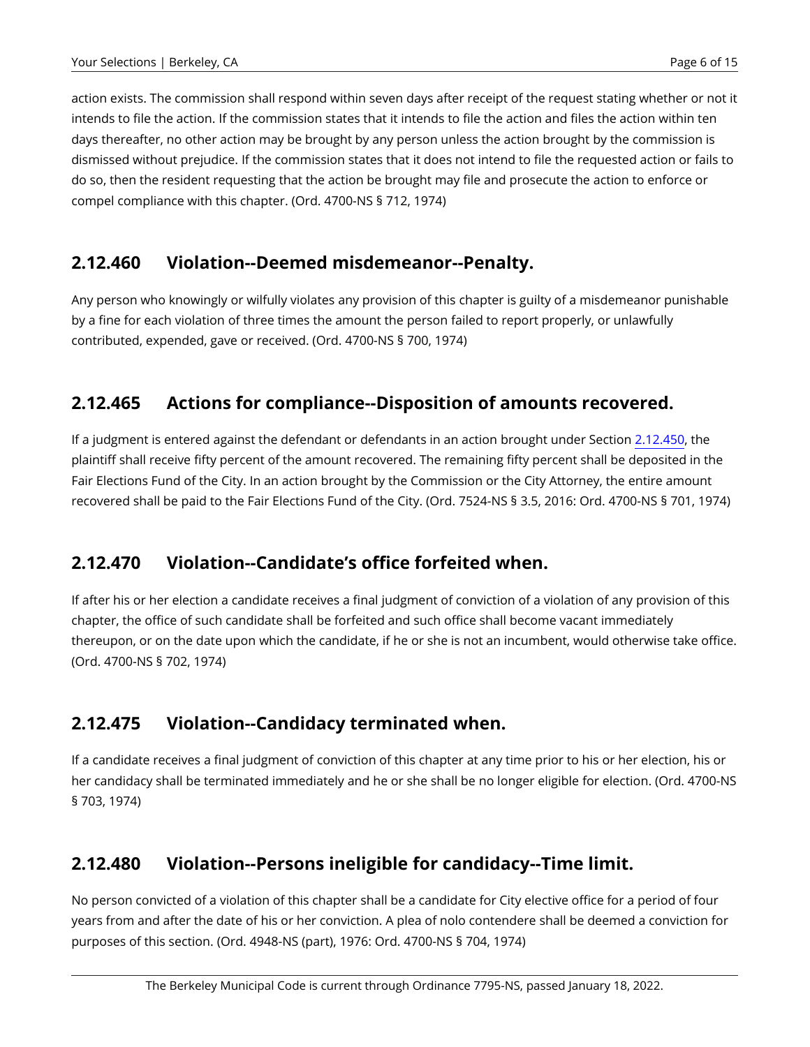action exists. The commission shall respond within seven days after receipt of the request stating whether or not it intends to file the action. If the commission states that it intends to file the action and files the action within ten days thereafter, no other action may be brought by any person unless the action brought by the commission is dismissed without prejudice. If the commission states that it does not intend to file the requested action or fails to do so, then the resident requesting that the action be brought may file and prosecute the action to enforce or compel compliance with this chapter. (Ord. 4700-NS § 712, 1974)

## 2.12.460 Violation--Deemed misdemeanor--Penalty.

Any person who knowingly or wilfully violates any provision of this chapter is guilty of a misdemeanor punishable by a fine for each violation of three times the amount the person failed to report properly, or unlawfully contributed, expended, gave or received. (Ord. 4700-NS § 700, 1974)

## 2.12.465 Actions for compliance--Disposition of amounts recovered.

If a judgment is entered against the defendant or defendants in an action brought under Section 2.12.450, the plaintiff shall receive fifty percent of the amount recovered. The remaining fifty percent shall be deposited in the Fair Elections Fund of the City. In an action brought by the Commission or the City Attorney, the entire amount recovered shall be paid to the Fair Elections Fund of the City. (Ord. 7524-NS § 3.5, 2016: Ord. 4700-NS § 701, 1974)

## 2.12.470 Violation--Candidate's office forfeited when.

If after his or her election a candidate receives a final judgment of conviction of a violation of any provision of this chapter, the office of such candidate shall be forfeited and such office shall become vacant immediately thereupon, or on the date upon which the candidate, if he or she is not an incumbent, would otherwise take office. (Ord. 4700-NS § 702, 1974)

## 2.12.475 Violation--Candidacy terminated when.

If a candidate receives a final judgment of conviction of this chapter at any time prior to his or her election, his or her candidacy shall be terminated immediately and he or she shall be no longer eligible for election. (Ord. 4700-NS § 703, 1974)

## 2.12.480 Violation--Persons ineligible for candidacy--Time limit.

No person convicted of a violation of this chapter shall be a candidate for City elective office for a period of four years from and after the date of his or her conviction. A plea of nolo contendere shall be deemed a conviction for purposes of this section. (Ord. 4948-NS (part), 1976: Ord. 4700-NS § 704, 1974)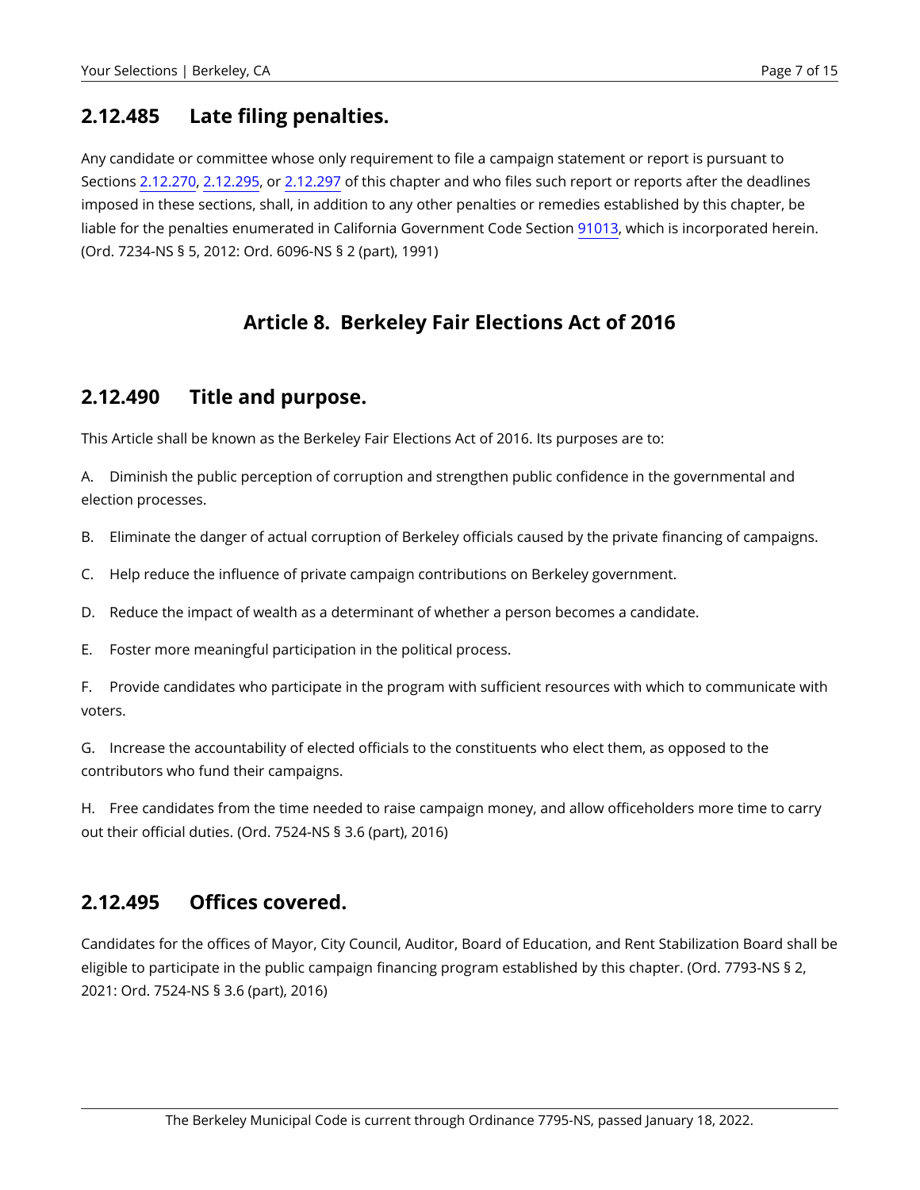## 2.12.485 Late filing penalties.

Any candidate or committee whose only requirement to file a campaign statement or report is pursuant to Sections 2.12.270, 2.12.295, or 2.12.297 of this chapter and who files such report or reports after the deadlines imposed in these sections, shall, in addition to any other penalties or remedies established by this chapter, be liable for the penalties enumerated in California Government Code Section 91013, which is incorporated herein. (Ord. 7234-NS § 5, 2012: Ord. 6096-NS § 2 (part), 1991)

# Article 8. Berkeley Fair Elections Act of 2016

## 2.12.490 Title and purpose.

This Article shall be known as the Berkeley Fair Elections Act of 2016. Its purposes are to:

A. Diminish the public perception of corruption and strengthen public confidence in the governmental and election processes.

B. Eliminate the danger of actual corruption of Berkeley officials caused by the private financing of campaigns.

C. Help reduce the influence of private campaign contributions on Berkeley government.

D. Reduce the impact of wealth as a determinant of whether a person becomes a candidate.

E. Foster more meaningful participation in the political process.

F. Provide candidates who participate in the program with sufficient resources with which to communicate with voters.

G. Increase the accountability of elected officials to the constituents who elect them, as opposed to the contributors who fund their campaigns.

H. Free candidates from the time needed to raise campaign money, and allow officeholders more time to carry out their official duties. (Ord. 7524-NS § 3.6 (part), 2016)

## 2.12.495 Offices covered.

Candidates for the offices of Mayor, City Council, Auditor, Board of Education, and Rent Stabilization Board shall be eligible to participate in the public campaign financing program established by this chapter. (Ord. 7793-NS § 2, 2021: Ord. 7524-NS § 3.6 (part), 2016)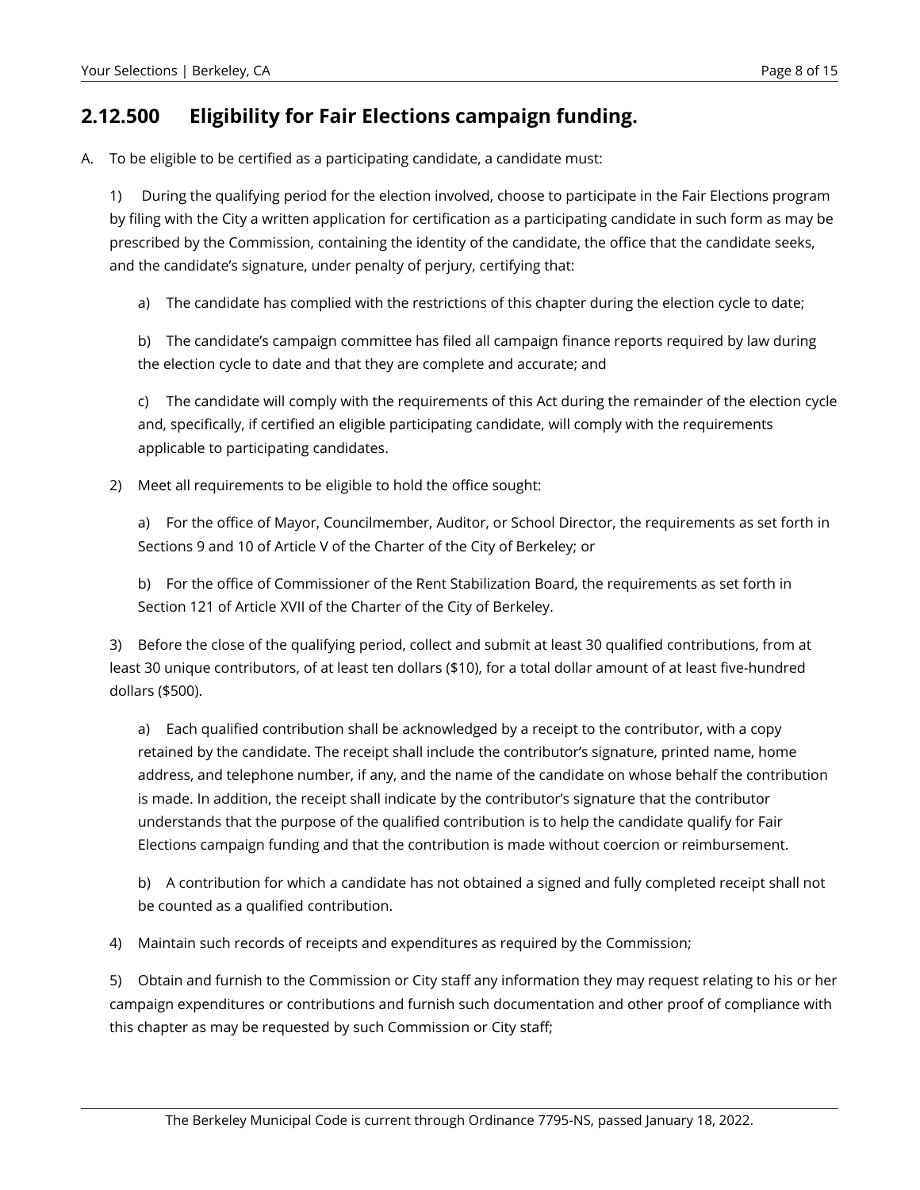## 2.12.500 Eligibility for Fair Elections campaign funding.

A. To be eligible to be certified as a participating candidate, a candidate must:

1) During the qualifying period for the election involved, choose to participate in the Fair Elections program by filing with the City a written application for certification as a participating candidate in such form as may be prescribed by the Commission, containing the identity of the candidate, the office that the candidate seeks, and the candidate's signature, under penalty of perjury, certifying that:

a) The candidate has complied with the restrictions of this chapter during the election cycle to date;

b) The candidate's campaign committee has filed all campaign finance reports required by law during the election cycle to date and that they are complete and accurate; and

c) The candidate will comply with the requirements of this Act during the remainder of the election cycle and, specifically, if certified an eligible participating candidate, will comply with the requirements applicable to participating candidates.

2) Meet all requirements to be eligible to hold the office sought:

a) For the office of Mayor, Councilmember, Auditor, or School Director, the requirements as set forth in Sections 9 and 10 of Article V of the Charter of the City of Berkeley; or

b) For the office of Commissioner of the Rent Stabilization Board, the requirements as set forth in Section 121 of Article XVII of the Charter of the City of Berkeley.

3) Before the close of the qualifying period, collect and submit at least 30 qualified contributions, from at least 30 unique contributors, of at least ten dollars ($10), for a total dollar amount of at least five-hundred dollars ($500).

a) Each qualified contribution shall be acknowledged by a receipt to the contributor, with a copy retained by the candidate. The receipt shall include the contributor's signature, printed name, home address, and telephone number, if any, and the name of the candidate on whose behalf the contribution is made. In addition, the receipt shall indicate by the contributor's signature that the contributor understands that the purpose of the qualified contribution is to help the candidate qualify for Fair Elections campaign funding and that the contribution is made without coercion or reimbursement.

b) A contribution for which a candidate has not obtained a signed and fully completed receipt shall not be counted as a qualified contribution.

4) Maintain such records of receipts and expenditures as required by the Commission;

5) Obtain and furnish to the Commission or City staff any information they may request relating to his or her campaign expenditures or contributions and furnish such documentation and other proof of compliance with this chapter as may be requested by such Commission or City staff;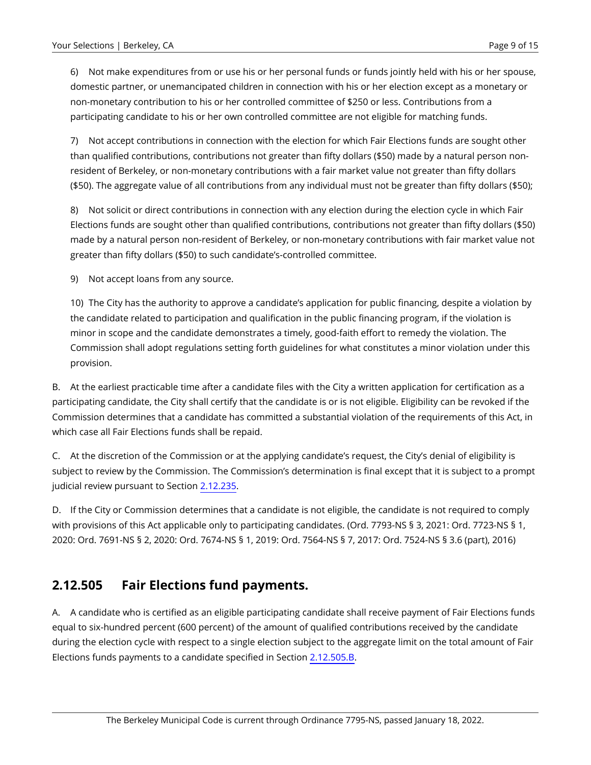6) Not make expenditures from or use his or her personal funds or funds jointly held with his or her spouse, domestic partner, or unemancipated children in connection with his or her election except as a monetary or non-monetary contribution to his or her controlled committee of $250 or less. Contributions from a participating candidate to his or her own controlled committee are not eligible for matching funds.

7) Not accept contributions in connection with the election for which Fair Elections funds are sought other than qualified contributions, contributions not greater than fifty dollars ($50) made by a natural person non-resident of Berkeley, or non-monetary contributions with a fair market value not greater than fifty dollars ($50). The aggregate value of all contributions from any individual must not be greater than fifty dollars ($50);

8) Not solicit or direct contributions in connection with any election during the election cycle in which Fair Elections funds are sought other than qualified contributions, contributions not greater than fifty dollars ($50) made by a natural person non-resident of Berkeley, or non-monetary contributions with fair market value not greater than fifty dollars ($50) to such candidate's-controlled committee.

9) Not accept loans from any source.

10) The City has the authority to approve a candidate's application for public financing, despite a violation by the candidate related to participation and qualification in the public financing program, if the violation is minor in scope and the candidate demonstrates a timely, good-faith effort to remedy the violation. The Commission shall adopt regulations setting forth guidelines for what constitutes a minor violation under this provision.

B. At the earliest practicable time after a candidate files with the City a written application for certification as a participating candidate, the City shall certify that the candidate is or is not eligible. Eligibility can be revoked if the Commission determines that a candidate has committed a substantial violation of the requirements of this Act, in which case all Fair Elections funds shall be repaid.

C. At the discretion of the Commission or at the applying candidate's request, the City's denial of eligibility is subject to review by the Commission. The Commission's determination is final except that it is subject to a prompt judicial review pursuant to Section 2.12.235.

D. If the City or Commission determines that a candidate is not eligible, the candidate is not required to comply with provisions of this Act applicable only to participating candidates. (Ord. 7793-NS § 3, 2021: Ord. 7723-NS § 1, 2020: Ord. 7691-NS § 2, 2020: Ord. 7674-NS § 1, 2019: Ord. 7564-NS § 7, 2017: Ord. 7524-NS § 3.6 (part), 2016)

## 2.12.505 Fair Elections fund payments.

A. A candidate who is certified as an eligible participating candidate shall receive payment of Fair Elections funds equal to six-hundred percent (600 percent) of the amount of qualified contributions received by the candidate during the election cycle with respect to a single election subject to the aggregate limit on the total amount of Fair Elections funds payments to a candidate specified in Section 2.12.505.B.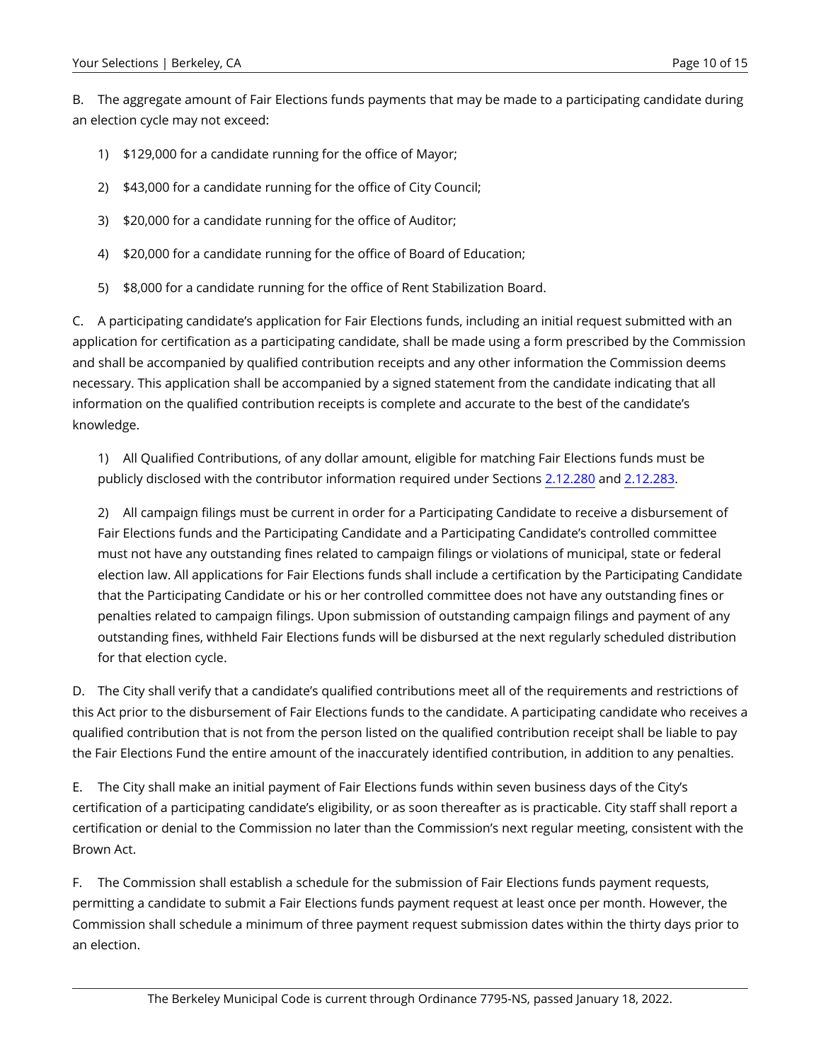B. The aggregate amount of Fair Elections funds payments that may be made to a participating candidate during an election cycle may not exceed:

1) $129,000 for a candidate running for the office of Mayor;

2) $43,000 for a candidate running for the office of City Council;

3) $20,000 for a candidate running for the office of Auditor;

4) $20,000 for a candidate running for the office of Board of Education;

5) $8,000 for a candidate running for the office of Rent Stabilization Board.

C. A participating candidate's application for Fair Elections funds, including an initial request submitted with an application for certification as a participating candidate, shall be made using a form prescribed by the Commission and shall be accompanied by qualified contribution receipts and any other information the Commission deems necessary. This application shall be accompanied by a signed statement from the candidate indicating that all information on the qualified contribution receipts is complete and accurate to the best of the candidate's knowledge.

1) All Qualified Contributions, of any dollar amount, eligible for matching Fair Elections funds must be publicly disclosed with the contributor information required under Sections 2.12.280 and 2.12.283.

2) All campaign filings must be current in order for a Participating Candidate to receive a disbursement of Fair Elections funds and the Participating Candidate and a Participating Candidate's controlled committee must not have any outstanding fines related to campaign filings or violations of municipal, state or federal election law. All applications for Fair Elections funds shall include a certification by the Participating Candidate that the Participating Candidate or his or her controlled committee does not have any outstanding fines or penalties related to campaign filings. Upon submission of outstanding campaign filings and payment of any outstanding fines, withheld Fair Elections funds will be disbursed at the next regularly scheduled distribution for that election cycle.

D. The City shall verify that a candidate's qualified contributions meet all of the requirements and restrictions of this Act prior to the disbursement of Fair Elections funds to the candidate. A participating candidate who receives a qualified contribution that is not from the person listed on the qualified contribution receipt shall be liable to pay the Fair Elections Fund the entire amount of the inaccurately identified contribution, in addition to any penalties.

E. The City shall make an initial payment of Fair Elections funds within seven business days of the City's certification of a participating candidate's eligibility, or as soon thereafter as is practicable. City staff shall report a certification or denial to the Commission no later than the Commission's next regular meeting, consistent with the Brown Act.

F. The Commission shall establish a schedule for the submission of Fair Elections funds payment requests, permitting a candidate to submit a Fair Elections funds payment request at least once per month. However, the Commission shall schedule a minimum of three payment request submission dates within the thirty days prior to an election.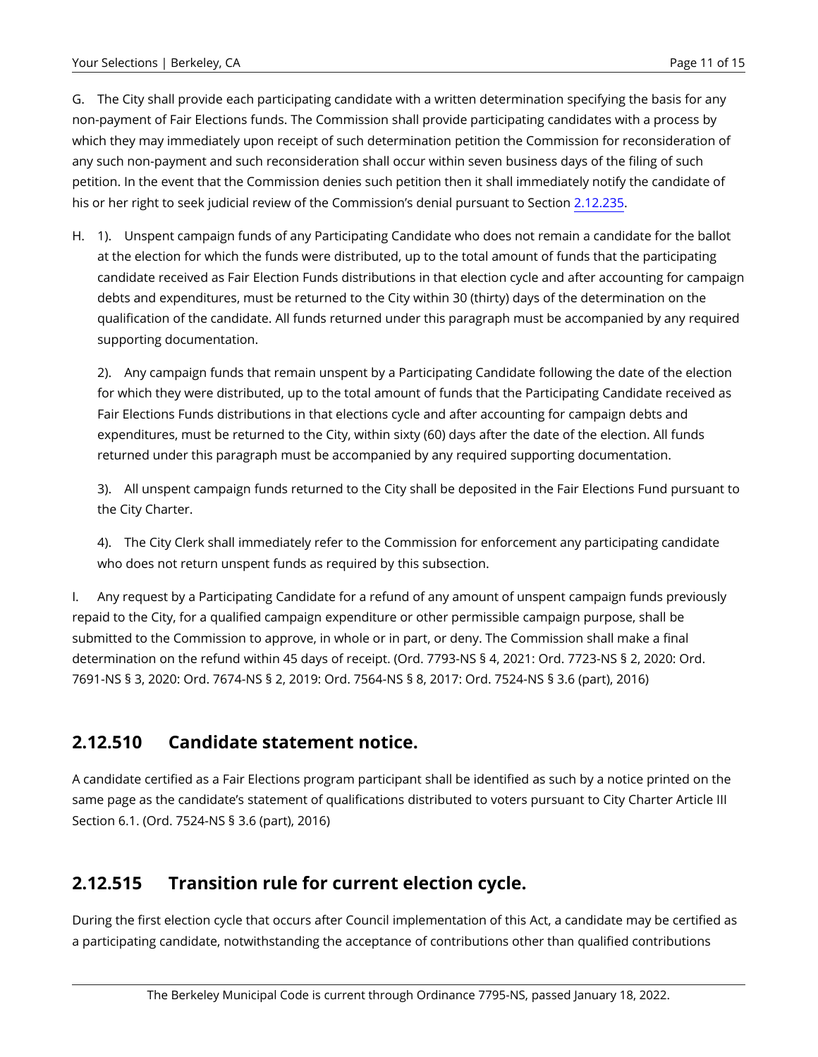G. The City shall provide each participating candidate with a written determination specifying the basis for any non-payment of Fair Elections funds. The Commission shall provide participating candidates with a process by which they may immediately upon receipt of such determination petition the Commission for reconsideration of any such non-payment and such reconsideration shall occur within seven business days of the filing of such petition. In the event that the Commission denies such petition then it shall immediately notify the candidate of his or her right to seek judicial review of the Commission's denial pursuant to Section 2.12.235.

H. 1). Unspent campaign funds of any Participating Candidate who does not remain a candidate for the ballot at the election for which the funds were distributed, up to the total amount of funds that the participating candidate received as Fair Election Funds distributions in that election cycle and after accounting for campaign debts and expenditures, must be returned to the City within 30 (thirty) days of the determination on the qualification of the candidate. All funds returned under this paragraph must be accompanied by any required supporting documentation.

2). Any campaign funds that remain unspent by a Participating Candidate following the date of the election for which they were distributed, up to the total amount of funds that the Participating Candidate received as Fair Elections Funds distributions in that elections cycle and after accounting for campaign debts and expenditures, must be returned to the City, within sixty (60) days after the date of the election. All funds returned under this paragraph must be accompanied by any required supporting documentation.

3). All unspent campaign funds returned to the City shall be deposited in the Fair Elections Fund pursuant to the City Charter.

4). The City Clerk shall immediately refer to the Commission for enforcement any participating candidate who does not return unspent funds as required by this subsection.

I. Any request by a Participating Candidate for a refund of any amount of unspent campaign funds previously repaid to the City, for a qualified campaign expenditure or other permissible campaign purpose, shall be submitted to the Commission to approve, in whole or in part, or deny. The Commission shall make a final determination on the refund within 45 days of receipt. (Ord. 7793-NS § 4, 2021: Ord. 7723-NS § 2, 2020: Ord. 7691-NS § 3, 2020: Ord. 7674-NS § 2, 2019: Ord. 7564-NS § 8, 2017: Ord. 7524-NS § 3.6 (part), 2016)

## 2.12.510 Candidate statement notice.

A candidate certified as a Fair Elections program participant shall be identified as such by a notice printed on the same page as the candidate's statement of qualifications distributed to voters pursuant to City Charter Article III Section 6.1. (Ord. 7524-NS § 3.6 (part), 2016)

## 2.12.515 Transition rule for current election cycle.

During the first election cycle that occurs after Council implementation of this Act, a candidate may be certified as a participating candidate, notwithstanding the acceptance of contributions other than qualified contributions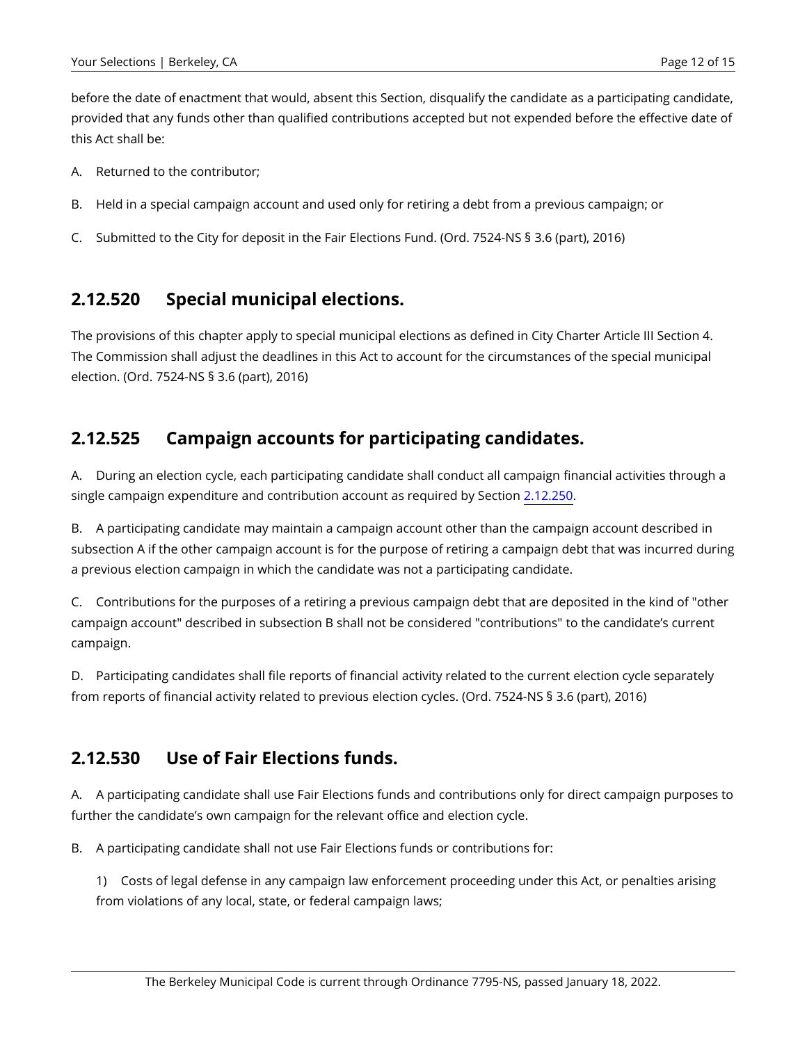before the date of enactment that would, absent this Section, disqualify the candidate as a participating candidate, provided that any funds other than qualified contributions accepted but not expended before the effective date of this Act shall be:

A. Returned to the contributor;

B. Held in a special campaign account and used only for retiring a debt from a previous campaign; or

C. Submitted to the City for deposit in the Fair Elections Fund. (Ord. 7524-NS § 3.6 (part), 2016)

## 2.12.520 Special municipal elections.

The provisions of this chapter apply to special municipal elections as defined in City Charter Article III Section 4. The Commission shall adjust the deadlines in this Act to account for the circumstances of the special municipal election. (Ord. 7524-NS § 3.6 (part), 2016)

## 2.12.525 Campaign accounts for participating candidates.

A. During an election cycle, each participating candidate shall conduct all campaign financial activities through a single campaign expenditure and contribution account as required by Section 2.12.250.

B. A participating candidate may maintain a campaign account other than the campaign account described in subsection A if the other campaign account is for the purpose of retiring a campaign debt that was incurred during a previous election campaign in which the candidate was not a participating candidate.

C. Contributions for the purposes of a retiring a previous campaign debt that are deposited in the kind of "other campaign account" described in subsection B shall not be considered "contributions" to the candidate's current campaign.

D. Participating candidates shall file reports of financial activity related to the current election cycle separately from reports of financial activity related to previous election cycles. (Ord. 7524-NS § 3.6 (part), 2016)

## 2.12.530 Use of Fair Elections funds.

A. A participating candidate shall use Fair Elections funds and contributions only for direct campaign purposes to further the candidate's own campaign for the relevant office and election cycle.

B. A participating candidate shall not use Fair Elections funds or contributions for:

1) Costs of legal defense in any campaign law enforcement proceeding under this Act, or penalties arising from violations of any local, state, or federal campaign laws;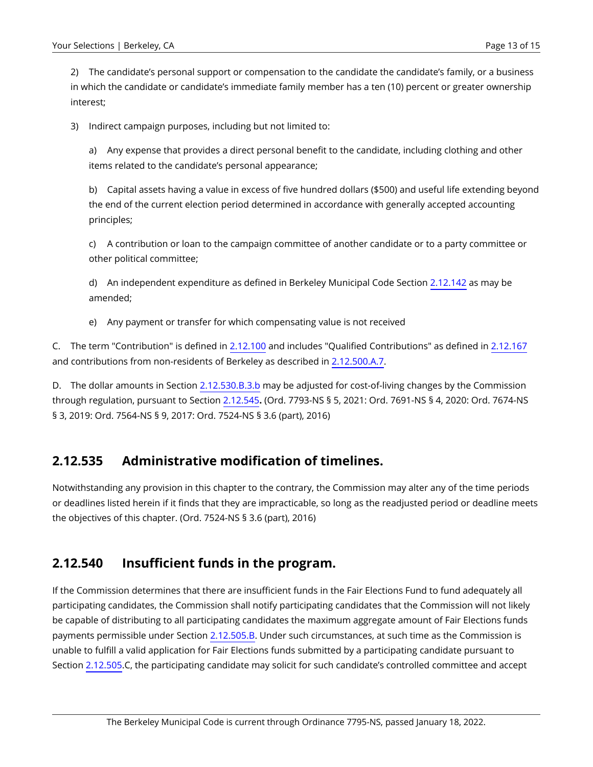2) The candidate's personal support or compensation to the candidate the candidate's family, or a business in which the candidate or candidate's immediate family member has a ten (10) percent or greater ownership interest;

3) Indirect campaign purposes, including but not limited to:

a) Any expense that provides a direct personal benefit to the candidate, including clothing and other items related to the candidate's personal appearance;

b) Capital assets having a value in excess of five hundred dollars ($500) and useful life extending beyond the end of the current election period determined in accordance with generally accepted accounting principles;

c) A contribution or loan to the campaign committee of another candidate or to a party committee or other political committee;

d) An independent expenditure as defined in Berkeley Municipal Code Section 2.12.142 as may be amended;

e) Any payment or transfer for which compensating value is not received

C. The term "Contribution" is defined in 2.12.100 and includes "Qualified Contributions" as defined in 2.12.167 and contributions from non-residents of Berkeley as described in 2.12.500.A.7.

D. The dollar amounts in Section 2.12.530.B.3.b may be adjusted for cost-of-living changes by the Commission through regulation, pursuant to Section 2.12.545**.** (Ord. 7793-NS § 5, 2021: Ord. 7691-NS § 4, 2020: Ord. 7674-NS § 3, 2019: Ord. 7564-NS § 9, 2017: Ord. 7524-NS § 3.6 (part), 2016)

## 2.12.535 Administrative modification of timelines.

Notwithstanding any provision in this chapter to the contrary, the Commission may alter any of the time periods or deadlines listed herein if it finds that they are impracticable, so long as the readjusted period or deadline meets the objectives of this chapter. (Ord. 7524-NS § 3.6 (part), 2016)

## 2.12.540 Insufficient funds in the program.

If the Commission determines that there are insufficient funds in the Fair Elections Fund to fund adequately all participating candidates, the Commission shall notify participating candidates that the Commission will not likely be capable of distributing to all participating candidates the maximum aggregate amount of Fair Elections funds payments permissible under Section 2.12.505.B. Under such circumstances, at such time as the Commission is unable to fulfill a valid application for Fair Elections funds submitted by a participating candidate pursuant to Section 2.12.505.C, the participating candidate may solicit for such candidate's controlled committee and accept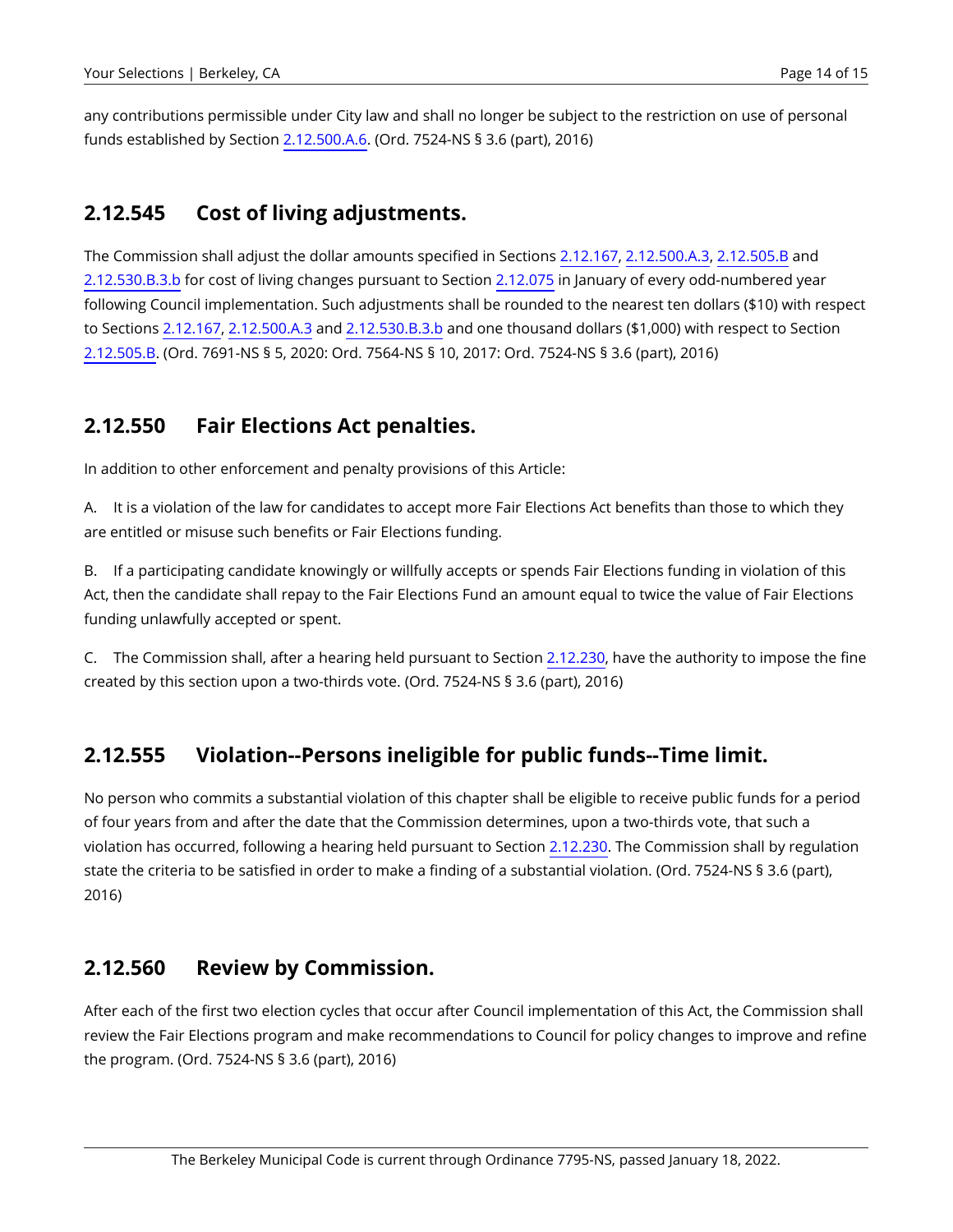any contributions permissible under City law and shall no longer be subject to the restriction on use of personal funds established by Section 2.12.500.A.6. (Ord. 7524-NS § 3.6 (part), 2016)

## 2.12.545 Cost of living adjustments.

The Commission shall adjust the dollar amounts specified in Sections 2.12.167, 2.12.500.A.3, 2.12.505.B and 2.12.530.B.3.b for cost of living changes pursuant to Section 2.12.075 in January of every odd-numbered year following Council implementation. Such adjustments shall be rounded to the nearest ten dollars ($10) with respect to Sections 2.12.167, 2.12.500.A.3 and 2.12.530.B.3.b and one thousand dollars ($1,000) with respect to Section 2.12.505.B. (Ord. 7691-NS § 5, 2020: Ord. 7564-NS § 10, 2017: Ord. 7524-NS § 3.6 (part), 2016)

## 2.12.550 Fair Elections Act penalties.

In addition to other enforcement and penalty provisions of this Article:

A. It is a violation of the law for candidates to accept more Fair Elections Act benefits than those to which they are entitled or misuse such benefits or Fair Elections funding.

B. If a participating candidate knowingly or willfully accepts or spends Fair Elections funding in violation of this Act, then the candidate shall repay to the Fair Elections Fund an amount equal to twice the value of Fair Elections funding unlawfully accepted or spent.

C. The Commission shall, after a hearing held pursuant to Section 2.12.230, have the authority to impose the fine created by this section upon a two-thirds vote. (Ord. 7524-NS § 3.6 (part), 2016)

## 2.12.555 Violation--Persons ineligible for public funds--Time limit.

No person who commits a substantial violation of this chapter shall be eligible to receive public funds for a period of four years from and after the date that the Commission determines, upon a two-thirds vote, that such a violation has occurred, following a hearing held pursuant to Section 2.12.230. The Commission shall by regulation state the criteria to be satisfied in order to make a finding of a substantial violation. (Ord. 7524-NS § 3.6 (part), 2016)

## 2.12.560 Review by Commission.

After each of the first two election cycles that occur after Council implementation of this Act, the Commission shall review the Fair Elections program and make recommendations to Council for policy changes to improve and refine the program. (Ord. 7524-NS § 3.6 (part), 2016)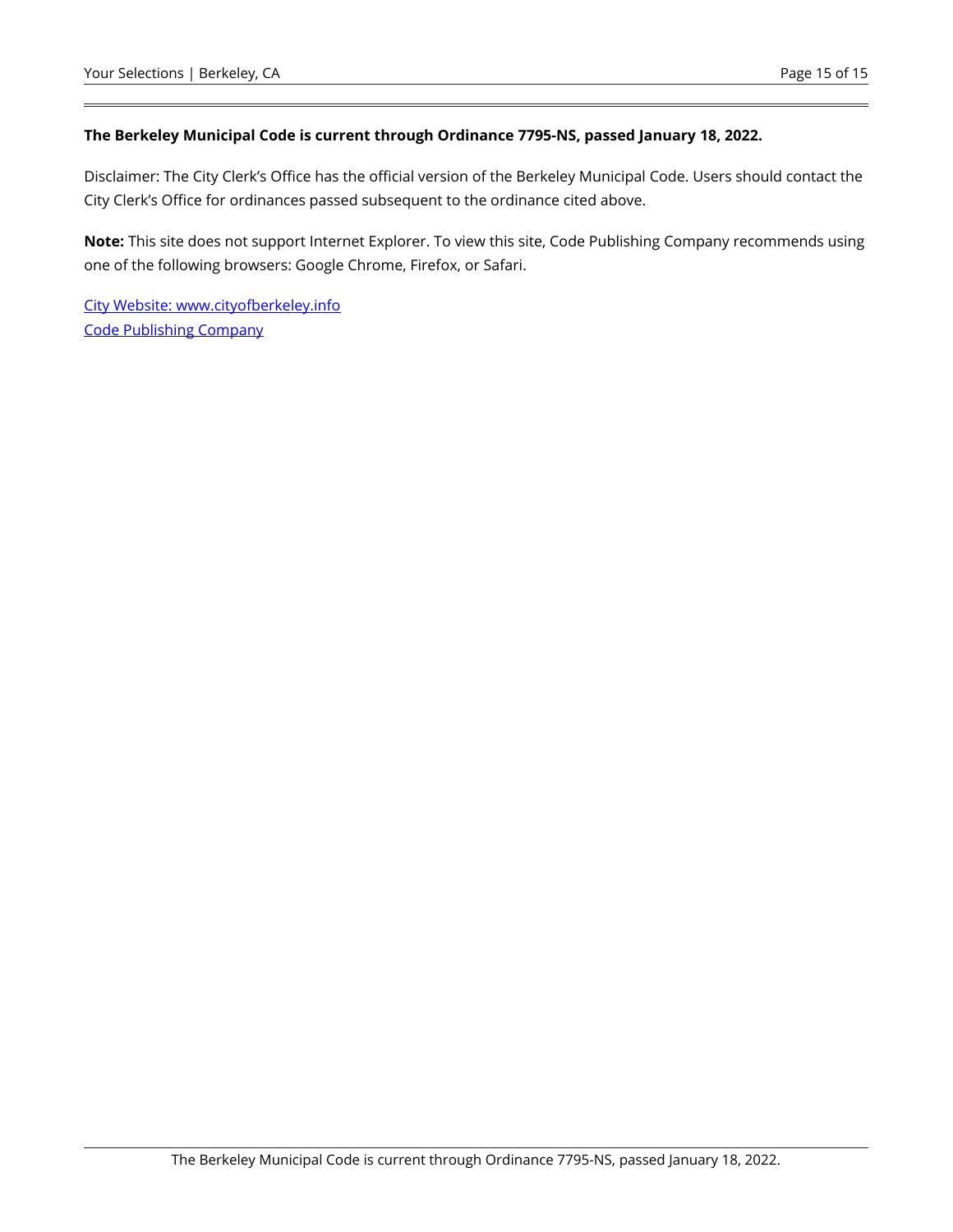**The Berkeley Municipal Code is current through Ordinance 7795-NS, passed January 18, 2022.**

Disclaimer: The City Clerk's Office has the official version of the Berkeley Municipal Code. Users should contact the City Clerk's Office for ordinances passed subsequent to the ordinance cited above.

**Note:** This site does not support Internet Explorer. To view this site, Code Publishing Company recommends using one of the following browsers: Google Chrome, Firefox, or Safari.

City Website: www.cityofberkeley.info
Code Publishing Company